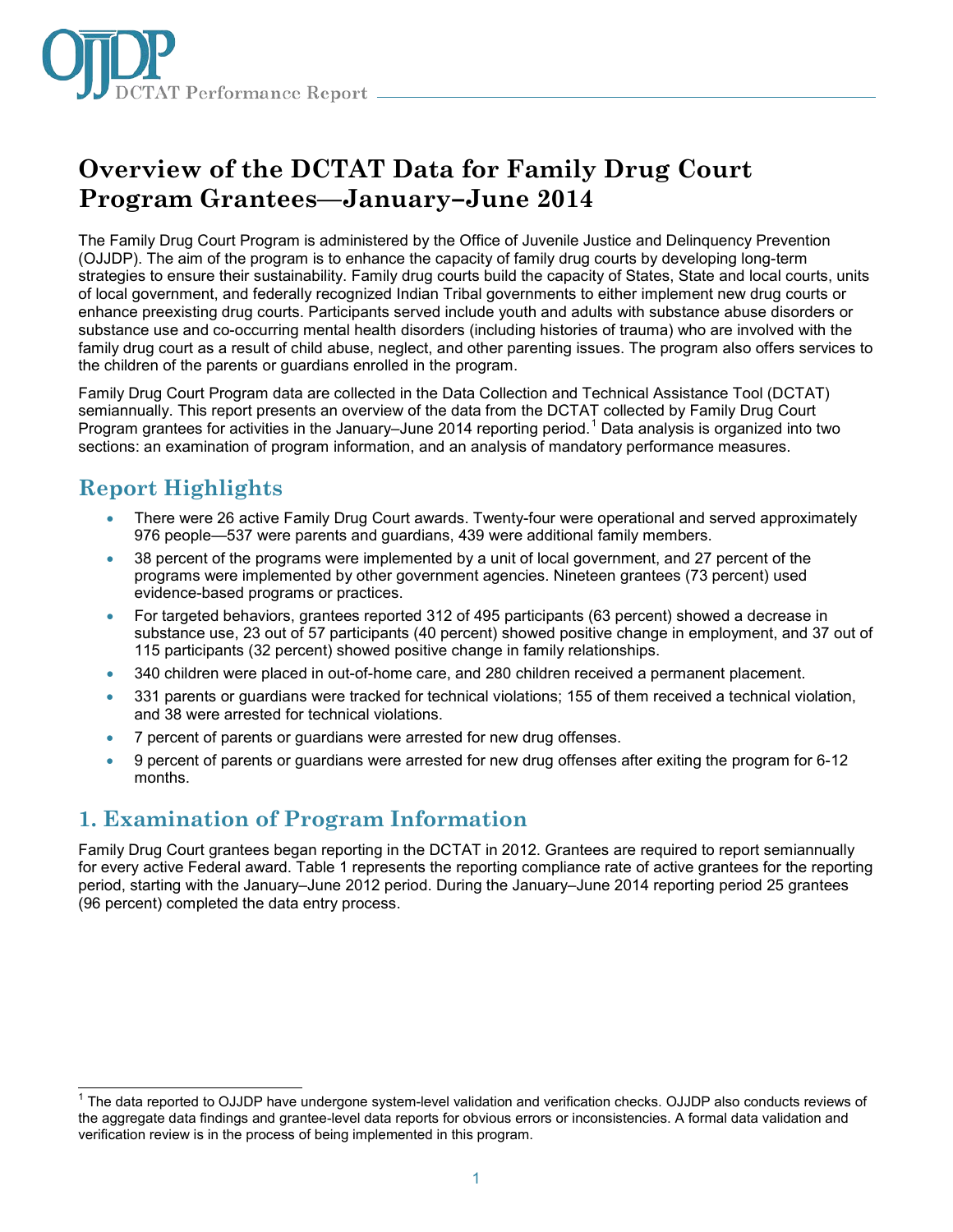# Overview of the DCTAT Data for Family Drug Court Program Grantees—January–June 2014

The Family Drug Court Program is administered by the Office of Juvenile Justice and Delinquency Prevention (OJJDP). The aim of the program is to enhance the capacity of family drug courts by developing long-term strategies to ensure their sustainability. Family drug courts build the capacity of States, State and local courts, units of local government, and federally recognized Indian Tribal governments to either implement new drug courts or enhance preexisting drug courts. Participants served include youth and adults with substance abuse disorders or substance use and co-occurring mental health disorders (including histories of trauma) who are involved with the family drug court as a result of child abuse, neglect, and other parenting issues. The program also offers services to the children of the parents or guardians enrolled in the program.

Family Drug Court Program data are collected in the Data Collection and Technical Assistance Tool (DCTAT) semiannually. This report presents an overview of the data from the DCTAT collected by Family Drug Court Program grantees for activities in the January–June 2014 reporting period.[1] Data analysis is organized into two sections: an examination of program information, and an analysis of mandatory performance measures.

## Report Highlights

- There were 26 active Family Drug Court awards. Twenty-four were operational and served approximately 976 people—537 were parents and guardians, 439 were additional family members.
- 38 percent of the programs were implemented by a unit of local government, and 27 percent of the programs were implemented by other government agencies. Nineteen grantees (73 percent) used evidence-based programs or practices.
- For targeted behaviors, grantees reported 312 of 495 participants (63 percent) showed a decrease in substance use, 23 out of 57 participants (40 percent) showed positive change in employment, and 37 out of 115 participants (32 percent) showed positive change in family relationships.
- 340 children were placed in out-of-home care, and 280 children received a permanent placement.
- 331 parents or guardians were tracked for technical violations; 155 of them received a technical violation, and 38 were arrested for technical violations.
- 7 percent of parents or guardians were arrested for new drug offenses.
- 9 percent of parents or guardians were arrested for new drug offenses after exiting the program for 6-12 months.

## 1. Examination of Program Information

Family Drug Court grantees began reporting in the DCTAT in 2012. Grantees are required to report semiannually for every active Federal award. Table 1 represents the reporting compliance rate of active grantees for the reporting period, starting with the January–June 2012 period. During the January–June 2014 reporting period 25 grantees (96 percent) completed the data entry process.

[1] The data reported to OJJDP have undergone system-level validation and verification checks. OJJDP also conducts reviews of the aggregate data findings and grantee-level data reports for obvious errors or inconsistencies. A formal data validation and verification review is in the process of being implemented in this program.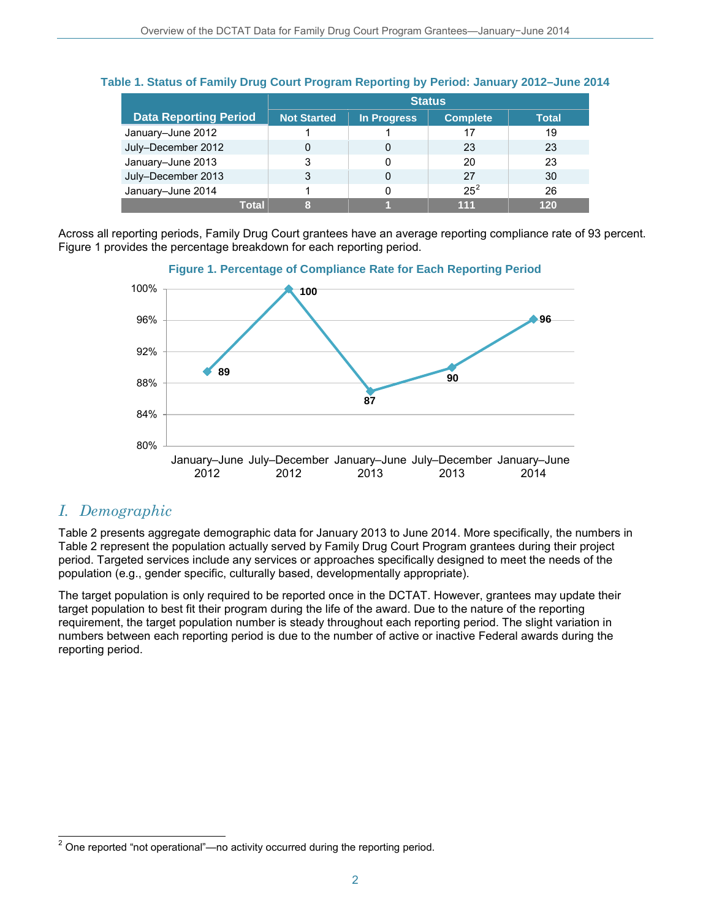**Table 1. Status of Family Drug Court Program Reporting by Period: January 2012–June 2014**

| Data Reporting Period | Status | | | |
|---|---|---|---|---|
| | Not Started | In Progress | Complete | Total |
| January–June 2012 | 1 | 1 | 17 | 19 |
| July–December 2012 | 0 | 0 | 23 | 23 |
| January–June 2013 | 3 | 0 | 20 | 23 |
| July–December 2013 | 3 | 0 | 27 | 30 |
| January–June 2014 | 1 | 0 | 25[2] | 26 |
| **Total** | **8** | **1** | **111** | **120** |

Across all reporting periods, Family Drug Court grantees have an average reporting compliance rate of 93 percent. Figure 1 provides the percentage breakdown for each reporting period.

**Figure 1. Percentage of Compliance Rate for Each Reporting Period**

| Reporting Period | Compliance Rate (%) |
|---|---|
| January–June 2012 | 89 |
| July–December 2012 | 100 |
| January–June 2013 | 87 |
| July–December 2013 | 90 |
| January–June 2014 | 96 |

## I. *Demographic*

Table 2 presents aggregate demographic data for January 2013 to June 2014. More specifically, the numbers in Table 2 represent the population actually served by Family Drug Court Program grantees during their project period. Targeted services include any services or approaches specifically designed to meet the needs of the population (e.g., gender specific, culturally based, developmentally appropriate).

The target population is only required to be reported once in the DCTAT. However, grantees may update their target population to best fit their program during the life of the award. Due to the nature of the reporting requirement, the target population number is steady throughout each reporting period. The slight variation in numbers between each reporting period is due to the number of active or inactive Federal awards during the reporting period.

---

[2] One reported "not operational"—no activity occurred during the reporting period.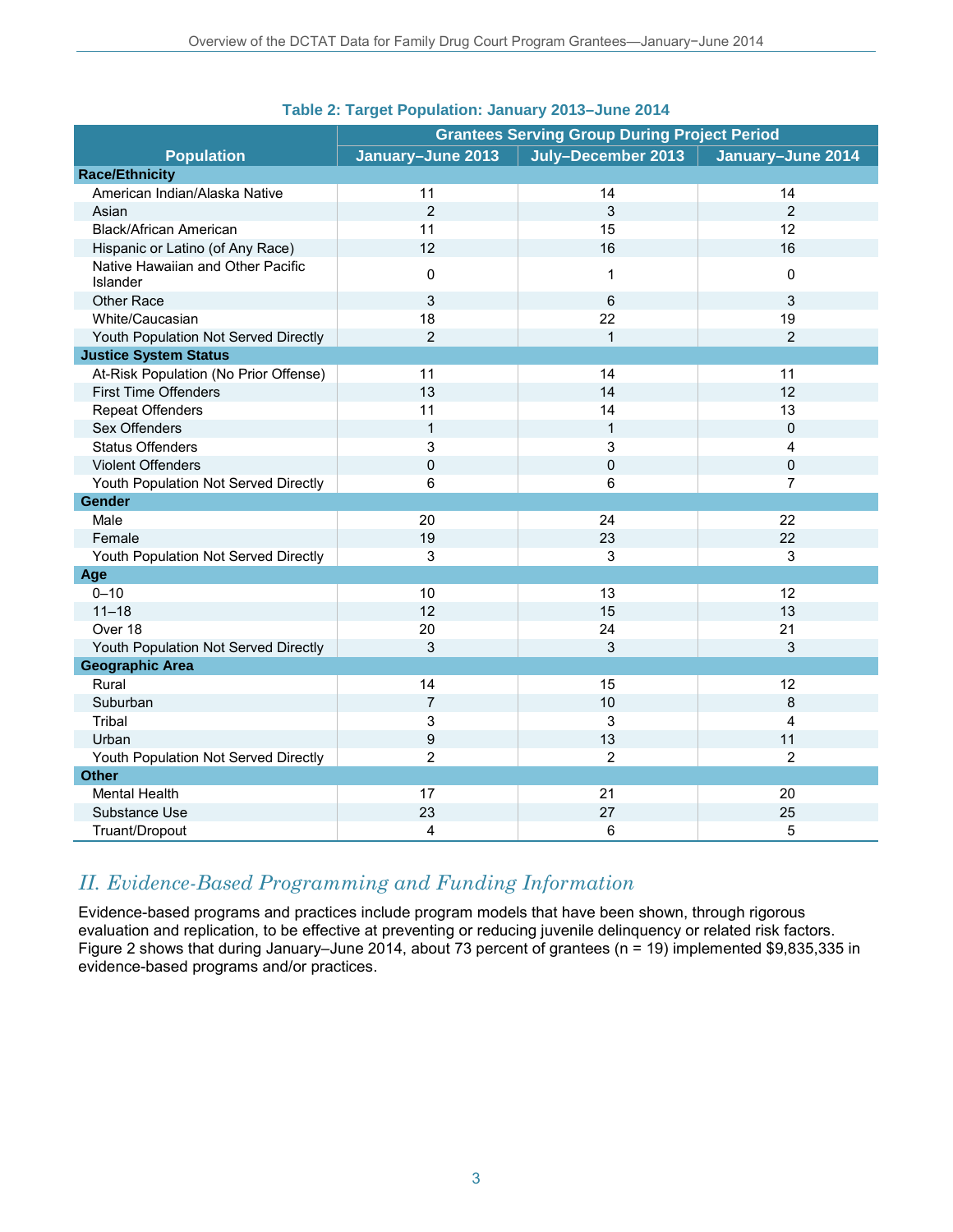**Table 2: Target Population: January 2013–June 2014**

| Population | Grantees Serving Group During Project Period | | |
|---|---|---|---|
| | January–June 2013 | July–December 2013 | January–June 2014 |
| **Race/Ethnicity** | | | |
| American Indian/Alaska Native | 11 | 14 | 14 |
| Asian | 2 | 3 | 2 |
| Black/African American | 11 | 15 | 12 |
| Hispanic or Latino (of Any Race) | 12 | 16 | 16 |
| Native Hawaiian and Other Pacific Islander | 0 | 1 | 0 |
| Other Race | 3 | 6 | 3 |
| White/Caucasian | 18 | 22 | 19 |
| Youth Population Not Served Directly | 2 | 1 | 2 |
| **Justice System Status** | | | |
| At-Risk Population (No Prior Offense) | 11 | 14 | 11 |
| First Time Offenders | 13 | 14 | 12 |
| Repeat Offenders | 11 | 14 | 13 |
| Sex Offenders | 1 | 1 | 0 |
| Status Offenders | 3 | 3 | 4 |
| Violent Offenders | 0 | 0 | 0 |
| Youth Population Not Served Directly | 6 | 6 | 7 |
| **Gender** | | | |
| Male | 20 | 24 | 22 |
| Female | 19 | 23 | 22 |
| Youth Population Not Served Directly | 3 | 3 | 3 |
| **Age** | | | |
| 0–10 | 10 | 13 | 12 |
| 11–18 | 12 | 15 | 13 |
| Over 18 | 20 | 24 | 21 |
| Youth Population Not Served Directly | 3 | 3 | 3 |
| **Geographic Area** | | | |
| Rural | 14 | 15 | 12 |
| Suburban | 7 | 10 | 8 |
| Tribal | 3 | 3 | 4 |
| Urban | 9 | 13 | 11 |
| Youth Population Not Served Directly | 2 | 2 | 2 |
| **Other** | | | |
| Mental Health | 17 | 21 | 20 |
| Substance Use | 23 | 27 | 25 |
| Truant/Dropout | 4 | 6 | 5 |

## *II. Evidence-Based Programming and Funding Information*

Evidence-based programs and practices include program models that have been shown, through rigorous evaluation and replication, to be effective at preventing or reducing juvenile delinquency or related risk factors. Figure 2 shows that during January–June 2014, about 73 percent of grantees (n = 19) implemented $9,835,335 in evidence-based programs and/or practices.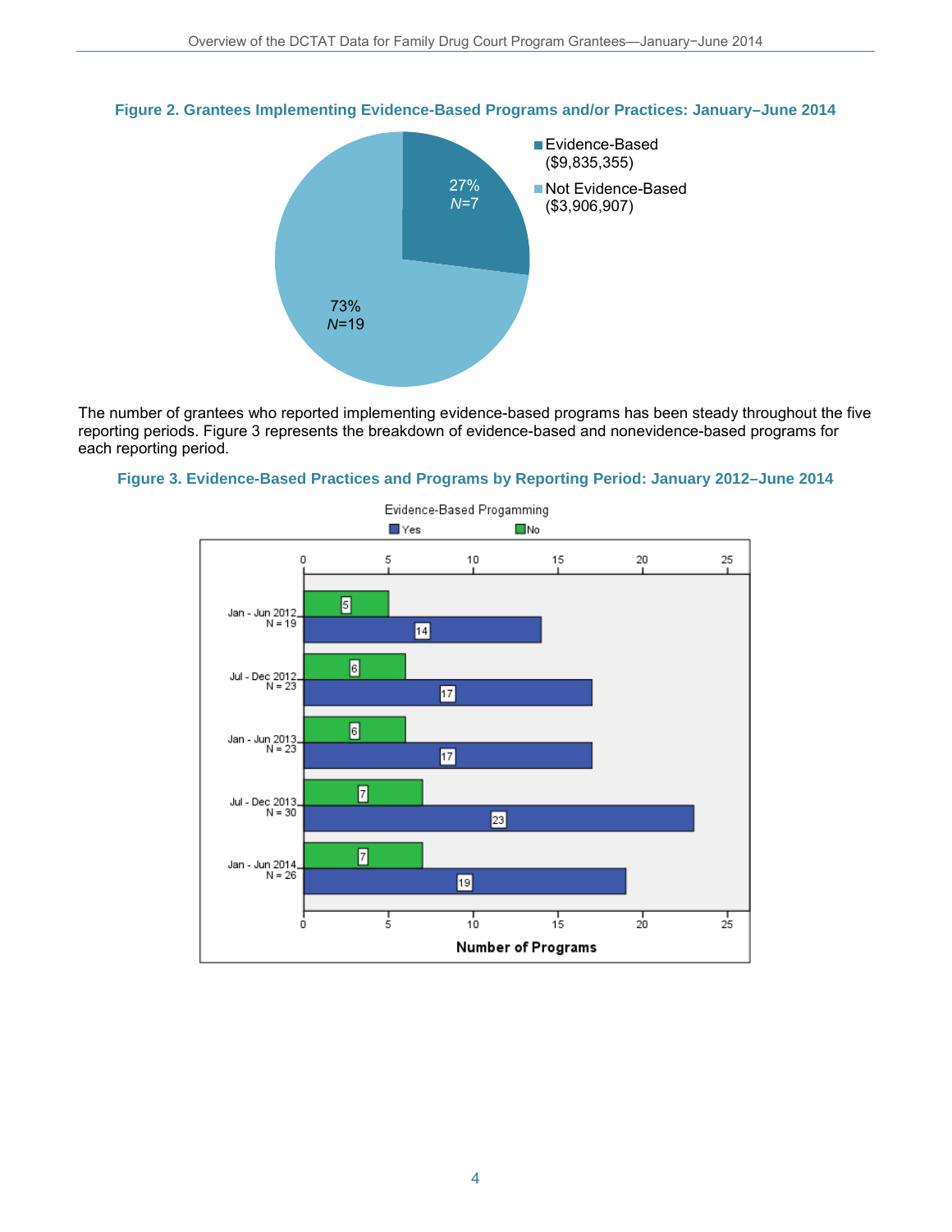**Figure 2. Grantees Implementing Evidence-Based Programs and/or Practices: January–June 2014**

- Evidence-Based ($9,835,355): 27%, *N*=7
- Not Evidence-Based ($3,906,907): 73%, *N*=19

The number of grantees who reported implementing evidence-based programs has been steady throughout the five reporting periods. Figure 3 represents the breakdown of evidence-based and nonevidence-based programs for each reporting period.

**Figure 3. Evidence-Based Practices and Programs by Reporting Period: January 2012–June 2014**

Evidence-Based Progamming

| Reporting Period | No | Yes |
|---|---|---|
| Jan - Jun 2012 (N = 19) | 5 | 14 |
| Jul - Dec 2012 (N = 23) | 6 | 17 |
| Jan - Jun 2013 (N = 23) | 6 | 17 |
| Jul - Dec 2013 (N = 30) | 7 | 23 |
| Jan - Jun 2014 (N = 26) | 7 | 19 |

Number of Programs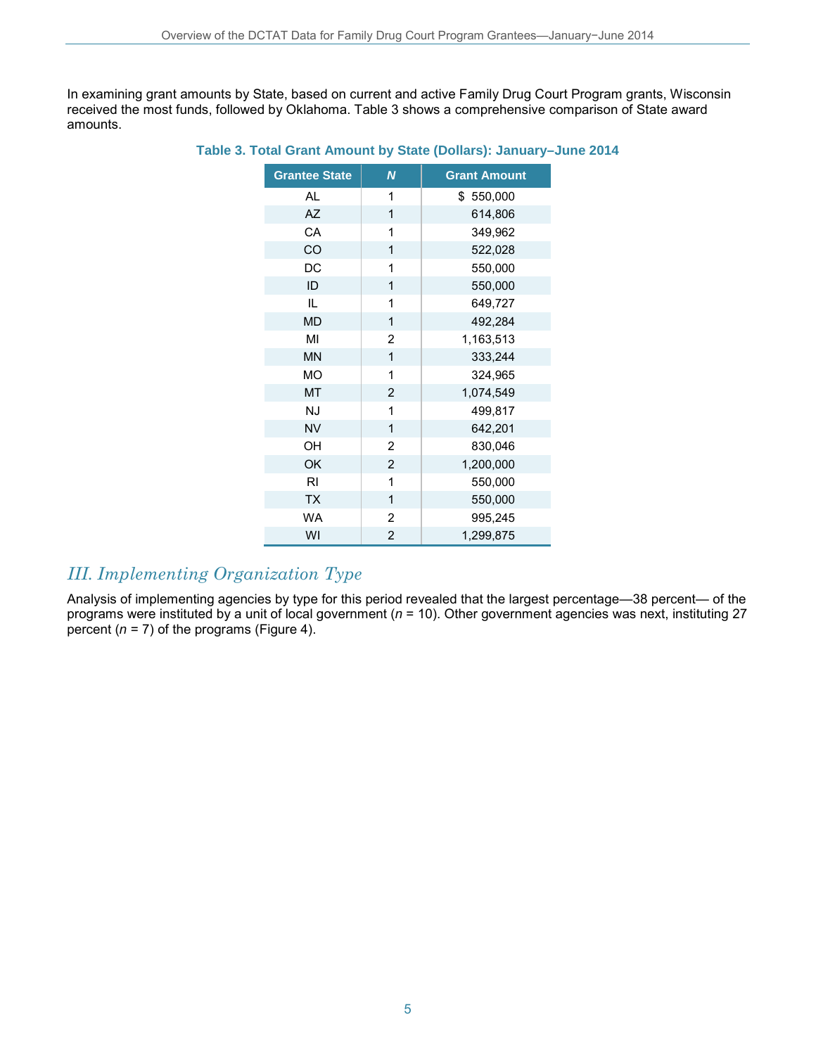In examining grant amounts by State, based on current and active Family Drug Court Program grants, Wisconsin received the most funds, followed by Oklahoma. Table 3 shows a comprehensive comparison of State award amounts.

**Table 3. Total Grant Amount by State (Dollars): January–June 2014**

| Grantee State | *N* | Grant Amount |
|---|---|---|
| AL | 1 | $ 550,000 |
| AZ | 1 | 614,806 |
| CA | 1 | 349,962 |
| CO | 1 | 522,028 |
| DC | 1 | 550,000 |
| ID | 1 | 550,000 |
| IL | 1 | 649,727 |
| MD | 1 | 492,284 |
| MI | 2 | 1,163,513 |
| MN | 1 | 333,244 |
| MO | 1 | 324,965 |
| MT | 2 | 1,074,549 |
| NJ | 1 | 499,817 |
| NV | 1 | 642,201 |
| OH | 2 | 830,046 |
| OK | 2 | 1,200,000 |
| RI | 1 | 550,000 |
| TX | 1 | 550,000 |
| WA | 2 | 995,245 |
| WI | 2 | 1,299,875 |

## *III. Implementing Organization Type*

Analysis of implementing agencies by type for this period revealed that the largest percentage—38 percent— of the programs were instituted by a unit of local government (*n* = 10). Other government agencies was next, instituting 27 percent (*n* = 7) of the programs (Figure 4).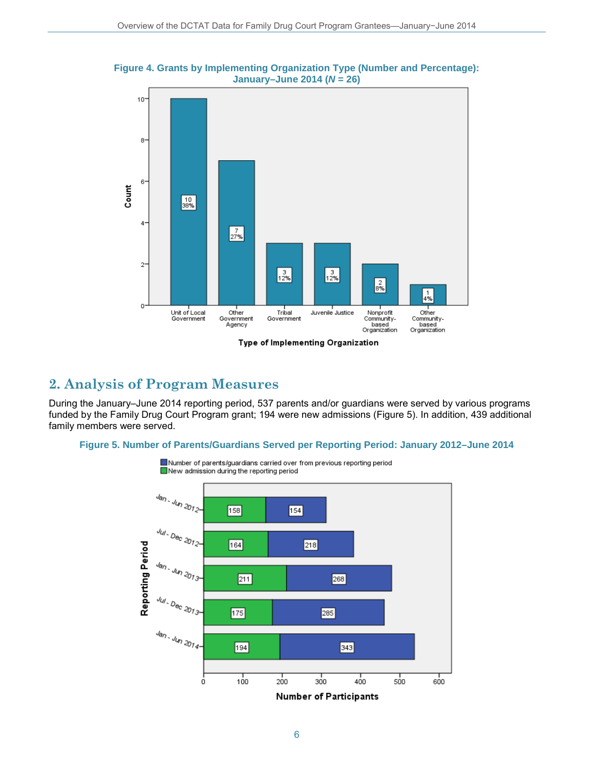**Figure 4. Grants by Implementing Organization Type (Number and Percentage): January–June 2014 (*N* = 26)**

| Type of Implementing Organization | Count | Percentage |
|---|---|---|
| Unit of Local Government | 10 | 38% |
| Other Government Agency | 7 | 27% |
| Tribal Government | 3 | 12% |
| Juvenile Justice | 3 | 12% |
| Nonprofit Community-based Organization | 2 | 8% |
| Other Community-based Organization | 1 | 4% |

## 2. Analysis of Program Measures

During the January–June 2014 reporting period, 537 parents and/or guardians were served by various programs funded by the Family Drug Court Program grant; 194 were new admissions (Figure 5). In addition, 439 additional family members were served.

**Figure 5. Number of Parents/Guardians Served per Reporting Period: January 2012–June 2014**

| Reporting Period | New admission during the reporting period | Number of parents/guardians carried over from previous reporting period |
|---|---|---|
| Jan - Jun 2012 | 158 | 154 |
| Jul - Dec 2012 | 164 | 218 |
| Jan - Jun 2013 | 211 | 268 |
| Jul - Dec 2013 | 175 | 285 |
| Jan - Jun 2014 | 194 | 343 |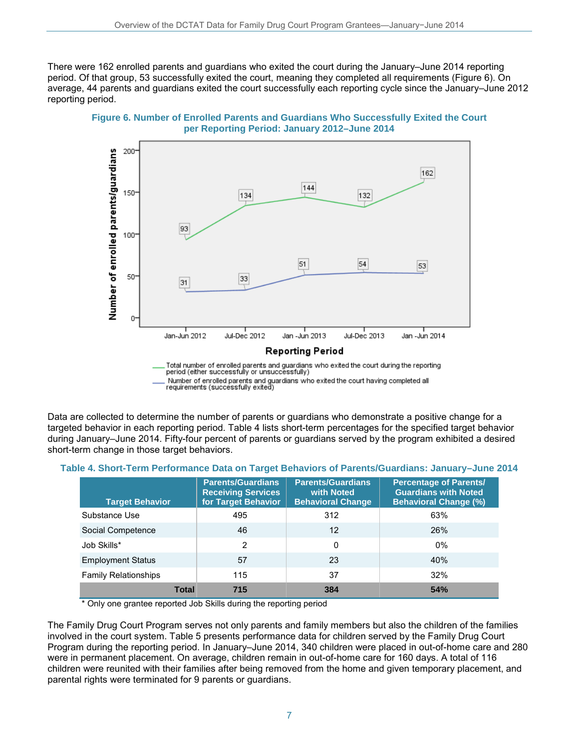There were 162 enrolled parents and guardians who exited the court during the January–June 2014 reporting period. Of that group, 53 successfully exited the court, meaning they completed all requirements (Figure 6). On average, 44 parents and guardians exited the court successfully each reporting cycle since the January–June 2012 reporting period.

**Figure 6. Number of Enrolled Parents and Guardians Who Successfully Exited the Court per Reporting Period: January 2012–June 2014**

| Reporting Period | Total number of enrolled parents and guardians who exited the court during the reporting period (either successfully or unsuccessfully) | Number of enrolled parents and guardians who exited the court having completed all requirements (successfully exited) |
|---|---|---|
| Jan-Jun 2012 | 93 | 31 |
| Jul-Dec 2012 | 134 | 33 |
| Jan -Jun 2013 | 144 | 51 |
| Jul-Dec 2013 | 132 | 54 |
| Jan -Jun 2014 | 162 | 53 |

Data are collected to determine the number of parents or guardians who demonstrate a positive change for a targeted behavior in each reporting period. Table 4 lists short-term percentages for the specified target behavior during January–June 2014. Fifty-four percent of parents or guardians served by the program exhibited a desired short-term change in those target behaviors.

**Table 4. Short-Term Performance Data on Target Behaviors of Parents/Guardians: January–June 2014**

| Target Behavior | Parents/Guardians Receiving Services for Target Behavior | Parents/Guardians with Noted Behavioral Change | Percentage of Parents/ Guardians with Noted Behavioral Change (%) |
|---|---|---|---|
| Substance Use | 495 | 312 | 63% |
| Social Competence | 46 | 12 | 26% |
| Job Skills* | 2 | 0 | 0% |
| Employment Status | 57 | 23 | 40% |
| Family Relationships | 115 | 37 | 32% |
| **Total** | **715** | **384** | **54%** |

\* Only one grantee reported Job Skills during the reporting period

The Family Drug Court Program serves not only parents and family members but also the children of the families involved in the court system. Table 5 presents performance data for children served by the Family Drug Court Program during the reporting period. In January–June 2014, 340 children were placed in out-of-home care and 280 were in permanent placement. On average, children remain in out-of-home care for 160 days. A total of 116 children were reunited with their families after being removed from the home and given temporary placement, and parental rights were terminated for 9 parents or guardians.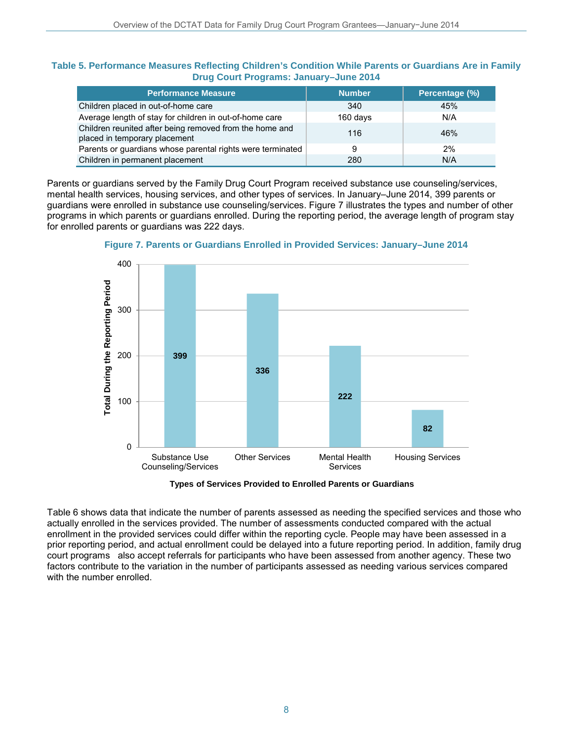**Table 5. Performance Measures Reflecting Children's Condition While Parents or Guardians Are in Family Drug Court Programs: January–June 2014**

| Performance Measure | Number | Percentage (%) |
|---|---|---|
| Children placed in out-of-home care | 340 | 45% |
| Average length of stay for children in out-of-home care | 160 days | N/A |
| Children reunited after being removed from the home and placed in temporary placement | 116 | 46% |
| Parents or guardians whose parental rights were terminated | 9 | 2% |
| Children in permanent placement | 280 | N/A |

Parents or guardians served by the Family Drug Court Program received substance use counseling/services, mental health services, housing services, and other types of services. In January–June 2014, 399 parents or guardians were enrolled in substance use counseling/services. Figure 7 illustrates the types and number of other programs in which parents or guardians enrolled. During the reporting period, the average length of program stay for enrolled parents or guardians was 222 days.

**Figure 7. Parents or Guardians Enrolled in Provided Services: January–June 2014**

| Types of Services Provided to Enrolled Parents or Guardians | Total During the Reporting Period |
|---|---|
| Substance Use Counseling/Services | 399 |
| Other Services | 336 |
| Mental Health Services | 222 |
| Housing Services | 82 |

Table 6 shows data that indicate the number of parents assessed as needing the specified services and those who actually enrolled in the services provided. The number of assessments conducted compared with the actual enrollment in the provided services could differ within the reporting cycle. People may have been assessed in a prior reporting period, and actual enrollment could be delayed into a future reporting period. In addition, family drug court programs also accept referrals for participants who have been assessed from another agency. These two factors contribute to the variation in the number of participants assessed as needing various services compared with the number enrolled.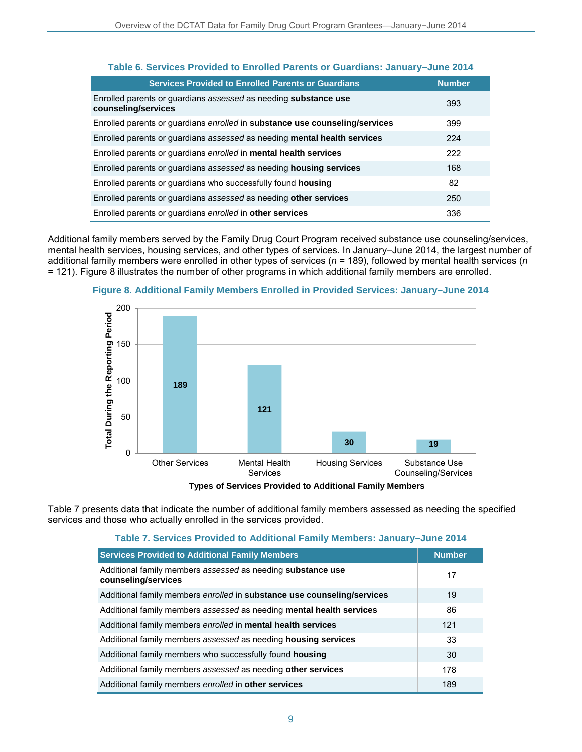**Table 6. Services Provided to Enrolled Parents or Guardians: January–June 2014**

| Services Provided to Enrolled Parents or Guardians | Number |
|---|---|
| Enrolled parents or guardians *assessed* as needing **substance use counseling/services** | 393 |
| Enrolled parents or guardians *enrolled* in **substance use counseling/services** | 399 |
| Enrolled parents or guardians *assessed* as needing **mental health services** | 224 |
| Enrolled parents or guardians *enrolled* in **mental health services** | 222 |
| Enrolled parents or guardians *assessed* as needing **housing services** | 168 |
| Enrolled parents or guardians who successfully found **housing** | 82 |
| Enrolled parents or guardians *assessed* as needing **other services** | 250 |
| Enrolled parents or guardians *enrolled* in **other services** | 336 |

Additional family members served by the Family Drug Court Program received substance use counseling/services, mental health services, housing services, and other types of services. In January–June 2014, the largest number of additional family members were enrolled in other types of services ($n$ = 189), followed by mental health services ($n$ = 121). Figure 8 illustrates the number of other programs in which additional family members are enrolled.

**Figure 8. Additional Family Members Enrolled in Provided Services: January–June 2014**

| Types of Services Provided to Additional Family Members | Total During the Reporting Period |
|---|---|
| Other Services | 189 |
| Mental Health Services | 121 |
| Housing Services | 30 |
| Substance Use Counseling/Services | 19 |

Table 7 presents data that indicate the number of additional family members assessed as needing the specified services and those who actually enrolled in the services provided.

**Table 7. Services Provided to Additional Family Members: January–June 2014**

| Services Provided to Additional Family Members | Number |
|---|---|
| Additional family members *assessed* as needing **substance use counseling/services** | 17 |
| Additional family members *enrolled* in **substance use counseling/services** | 19 |
| Additional family members *assessed* as needing **mental health services** | 86 |
| Additional family members *enrolled* in **mental health services** | 121 |
| Additional family members *assessed* as needing **housing services** | 33 |
| Additional family members who successfully found **housing** | 30 |
| Additional family members *assessed* as needing **other services** | 178 |
| Additional family members *enrolled* in **other services** | 189 |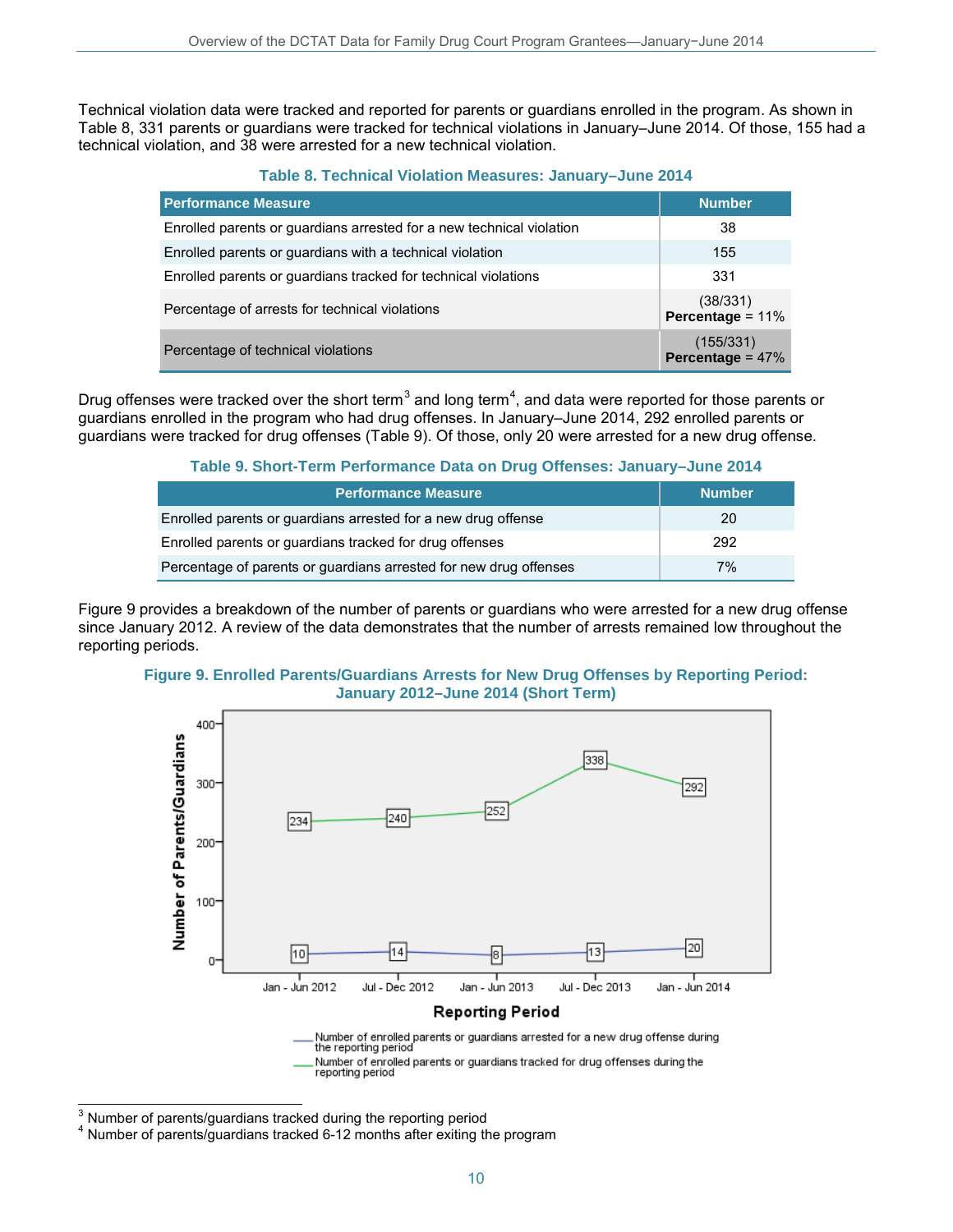Technical violation data were tracked and reported for parents or guardians enrolled in the program. As shown in Table 8, 331 parents or guardians were tracked for technical violations in January–June 2014. Of those, 155 had a technical violation, and 38 were arrested for a new technical violation.

**Table 8. Technical Violation Measures: January–June 2014**

| Performance Measure | Number |
|---|---|
| Enrolled parents or guardians arrested for a new technical violation | 38 |
| Enrolled parents or guardians with a technical violation | 155 |
| Enrolled parents or guardians tracked for technical violations | 331 |
| Percentage of arrests for technical violations | (38/331) **Percentage** = 11% |
| Percentage of technical violations | (155/331) **Percentage** = 47% |

Drug offenses were tracked over the short term[3] and long term[4], and data were reported for those parents or guardians enrolled in the program who had drug offenses. In January–June 2014, 292 enrolled parents or guardians were tracked for drug offenses (Table 9). Of those, only 20 were arrested for a new drug offense.

**Table 9. Short-Term Performance Data on Drug Offenses: January–June 2014**

| Performance Measure | Number |
|---|---|
| Enrolled parents or guardians arrested for a new drug offense | 20 |
| Enrolled parents or guardians tracked for drug offenses | 292 |
| Percentage of parents or guardians arrested for new drug offenses | 7% |

Figure 9 provides a breakdown of the number of parents or guardians who were arrested for a new drug offense since January 2012. A review of the data demonstrates that the number of arrests remained low throughout the reporting periods.

**Figure 9. Enrolled Parents/Guardians Arrests for New Drug Offenses by Reporting Period: January 2012–June 2014 (Short Term)**

| Reporting Period | Number of enrolled parents or guardians arrested for a new drug offense during the reporting period | Number of enrolled parents or guardians tracked for drug offenses during the reporting period |
|---|---|---|
| Jan - Jun 2012 | 10 | 234 |
| Jul - Dec 2012 | 14 | 240 |
| Jan - Jun 2013 | 8 | 252 |
| Jul - Dec 2013 | 13 | 338 |
| Jan - Jun 2014 | 20 | 292 |

---

[3] Number of parents/guardians tracked during the reporting period

[4] Number of parents/guardians tracked 6-12 months after exiting the program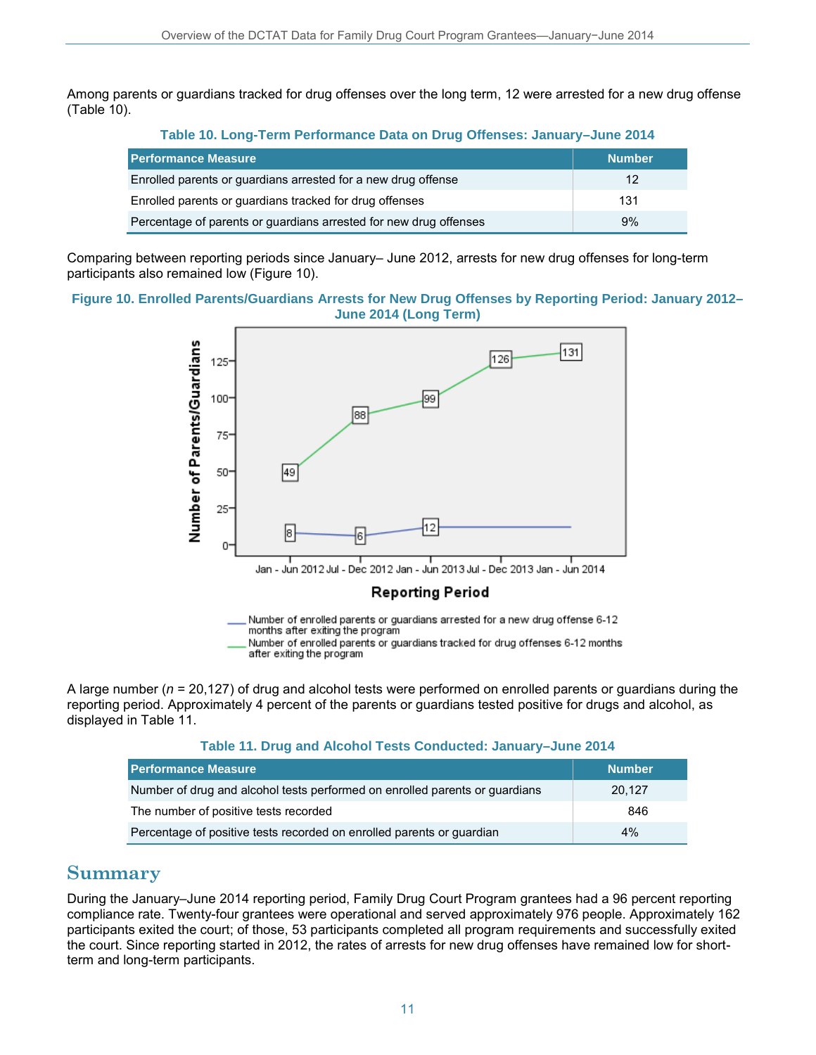Among parents or guardians tracked for drug offenses over the long term, 12 were arrested for a new drug offense (Table 10).

**Table 10. Long-Term Performance Data on Drug Offenses: January–June 2014**

| Performance Measure | Number |
| --- | --- |
| Enrolled parents or guardians arrested for a new drug offense | 12 |
| Enrolled parents or guardians tracked for drug offenses | 131 |
| Percentage of parents or guardians arrested for new drug offenses | 9% |

Comparing between reporting periods since January– June 2012, arrests for new drug offenses for long-term participants also remained low (Figure 10).

**Figure 10. Enrolled Parents/Guardians Arrests for New Drug Offenses by Reporting Period: January 2012–June 2014 (Long Term)**

Number of Parents/Guardians

125
100
75
50
25
0

131
126
99
88
49
8
6
12

Jan - Jun 2012
Jul - Dec 2012
Jan - Jun 2013
Jul - Dec 2013
Jan - Jun 2014

Reporting Period

Number of enrolled parents or guardians arrested for a new drug offense 6-12 months after exiting the program

Number of enrolled parents or guardians tracked for drug offenses 6-12 months after exiting the program

A large number ($n$ = 20,127) of drug and alcohol tests were performed on enrolled parents or guardians during the reporting period. Approximately 4 percent of the parents or guardians tested positive for drugs and alcohol, as displayed in Table 11.

**Table 11. Drug and Alcohol Tests Conducted: January–June 2014**

| Performance Measure | Number |
| --- | --- |
| Number of drug and alcohol tests performed on enrolled parents or guardians | 20,127 |
| The number of positive tests recorded | 846 |
| Percentage of positive tests recorded on enrolled parents or guardian | 4% |

## Summary

During the January–June 2014 reporting period, Family Drug Court Program grantees had a 96 percent reporting compliance rate. Twenty-four grantees were operational and served approximately 976 people. Approximately 162 participants exited the court; of those, 53 participants completed all program requirements and successfully exited the court. Since reporting started in 2012, the rates of arrests for new drug offenses have remained low for short-term and long-term participants.